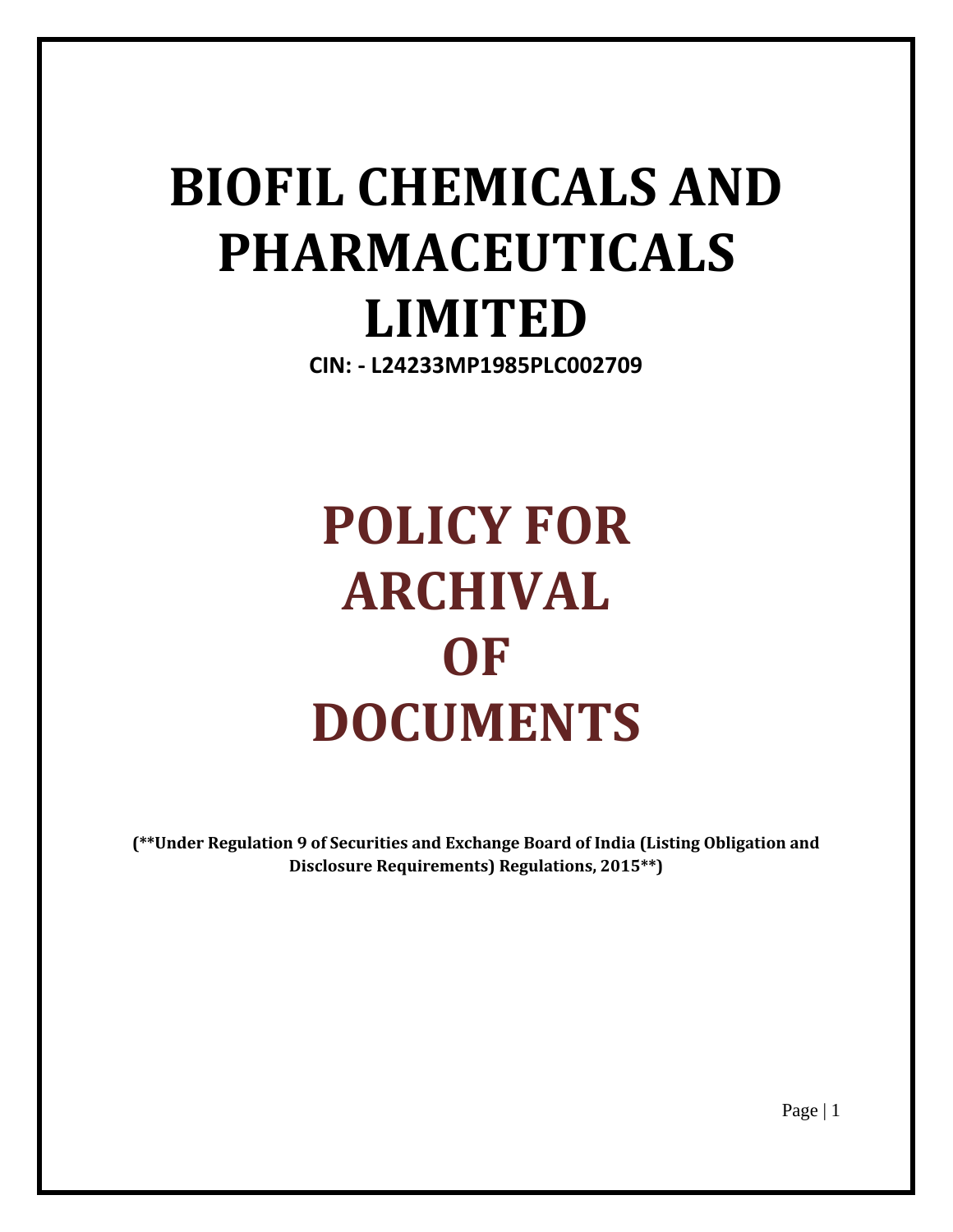# BIOFIL CHEMICALS AND PHARMACEUTICALS LIMITED

**CIN: - L24233MP1985PLC002709**

# POLICY FOR ARCHIVAL OF DOCUMENTS

**(**Under Regulation 9 of Securities and Exchange Board of India (Listing Obligation and Disclosure Requirements) Regulations, 2015**)**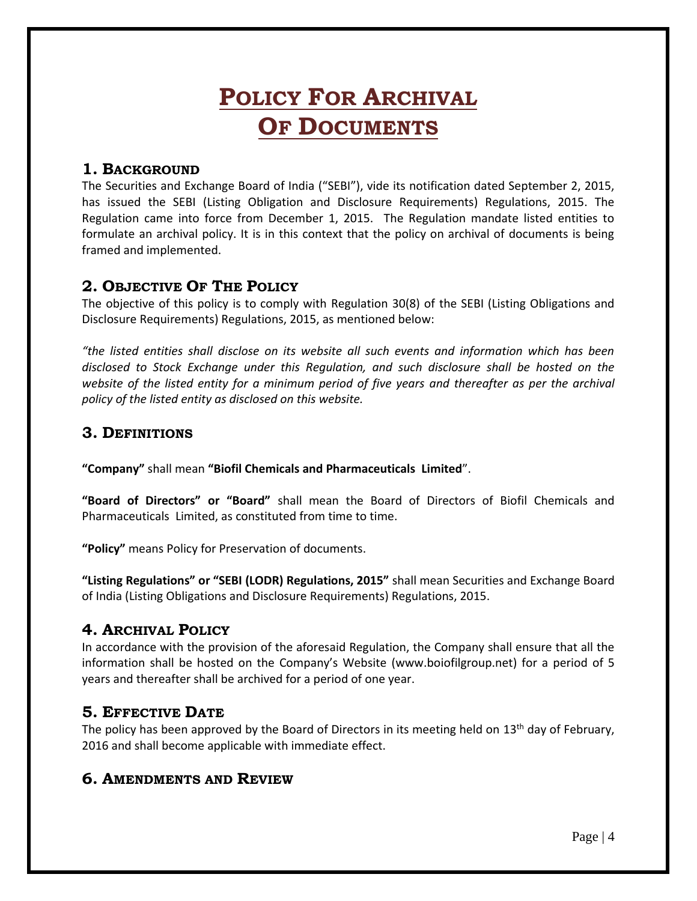# POLICY FOR ARCHIVAL OF DOCUMENTS

## 1. BACKGROUND

The Securities and Exchange Board of India ("SEBI"), vide its notification dated September 2, 2015, has issued the SEBI (Listing Obligation and Disclosure Requirements) Regulations, 2015. The Regulation came into force from December 1, 2015. The Regulation mandate listed entities to formulate an archival policy. It is in this context that the policy on archival of documents is being framed and implemented.

## 2. OBJECTIVE OF THE POLICY

The objective of this policy is to comply with Regulation 30(8) of the SEBI (Listing Obligations and Disclosure Requirements) Regulations, 2015, as mentioned below:

*"the listed entities shall disclose on its website all such events and information which has been disclosed to Stock Exchange under this Regulation, and such disclosure shall be hosted on the website of the listed entity for a minimum period of five years and thereafter as per the archival policy of the listed entity as disclosed on this website.*

## 3. DEFINITIONS

**"Company"** shall mean **"Biofil Chemicals and Pharmaceuticals Limited**".

**"Board of Directors" or "Board"** shall mean the Board of Directors of Biofil Chemicals and Pharmaceuticals Limited, as constituted from time to time.

**"Policy"** means Policy for Preservation of documents.

**"Listing Regulations" or "SEBI (LODR) Regulations, 2015"** shall mean Securities and Exchange Board of India (Listing Obligations and Disclosure Requirements) Regulations, 2015.

## 4. ARCHIVAL POLICY

In accordance with the provision of the aforesaid Regulation, the Company shall ensure that all the information shall be hosted on the Company's Website (www.boiofilgroup.net) for a period of 5 years and thereafter shall be archived for a period of one year.

## 5. EFFECTIVE DATE

The policy has been approved by the Board of Directors in its meeting held on 13th day of February, 2016 and shall become applicable with immediate effect.

## 6. AMENDMENTS AND REVIEW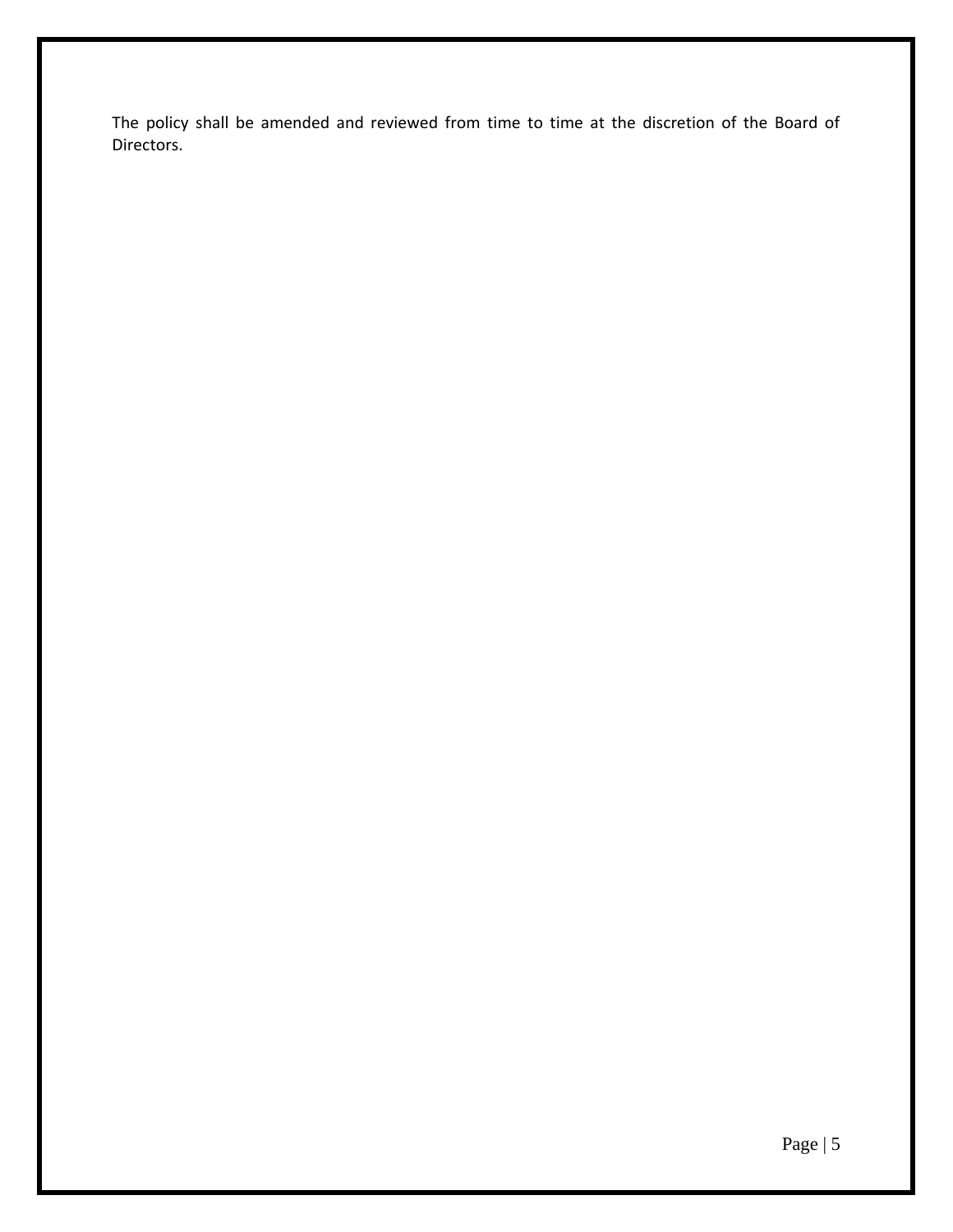The policy shall be amended and reviewed from time to time at the discretion of the Board of Directors.